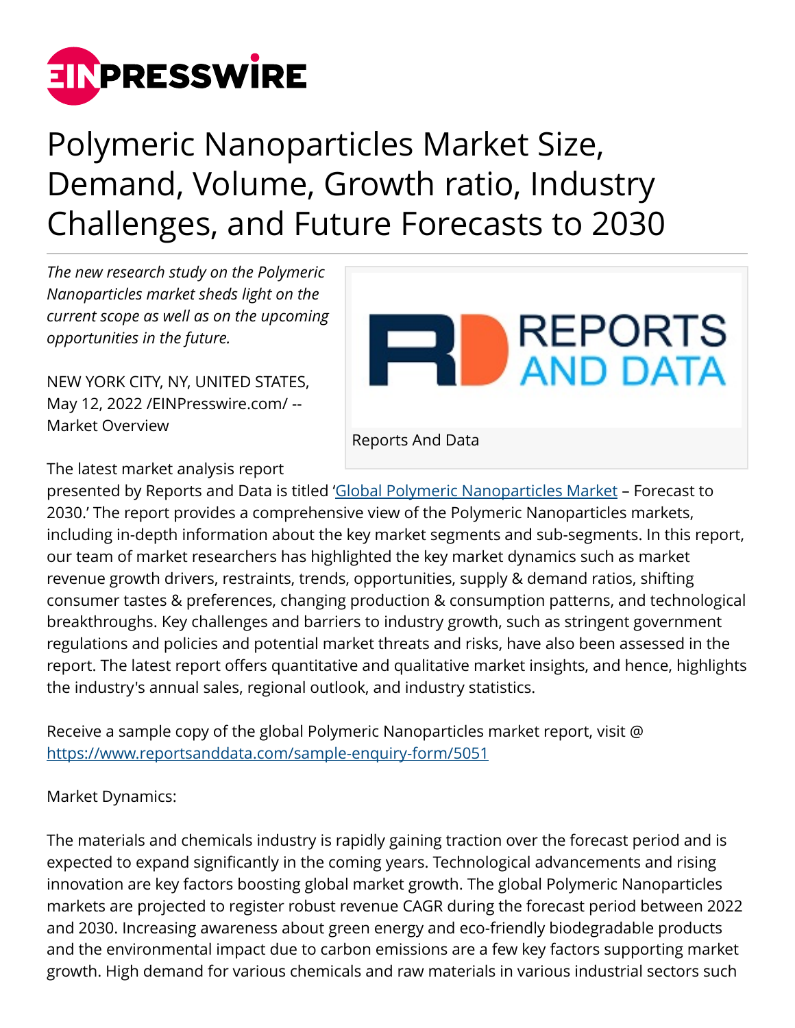# Polymeric Nanoparticles Market Size, Demand, Volume, Growth ratio, Industry Challenges, and Future Forecasts to 2030

*The new research study on the Polymeric Nanoparticles market sheds light on the current scope as well as on the upcoming opportunities in the future.*

Reports And Data

NEW YORK CITY, NY, UNITED STATES, May 12, 2022 /EINPresswire.com/ -- Market Overview

The latest market analysis report presented by Reports and Data is titled 'Global Polymeric Nanoparticles Market – Forecast to 2030.' The report provides a comprehensive view of the Polymeric Nanoparticles markets, including in-depth information about the key market segments and sub-segments. In this report, our team of market researchers has highlighted the key market dynamics such as market revenue growth drivers, restraints, trends, opportunities, supply & demand ratios, shifting consumer tastes & preferences, changing production & consumption patterns, and technological breakthroughs. Key challenges and barriers to industry growth, such as stringent government regulations and policies and potential market threats and risks, have also been assessed in the report. The latest report offers quantitative and qualitative market insights, and hence, highlights the industry's annual sales, regional outlook, and industry statistics.

Receive a sample copy of the global Polymeric Nanoparticles market report, visit @ https://www.reportsanddata.com/sample-enquiry-form/5051

Market Dynamics:

The materials and chemicals industry is rapidly gaining traction over the forecast period and is expected to expand significantly in the coming years. Technological advancements and rising innovation are key factors boosting global market growth. The global Polymeric Nanoparticles markets are projected to register robust revenue CAGR during the forecast period between 2022 and 2030. Increasing awareness about green energy and eco-friendly biodegradable products and the environmental impact due to carbon emissions are a few key factors supporting market growth. High demand for various chemicals and raw materials in various industrial sectors such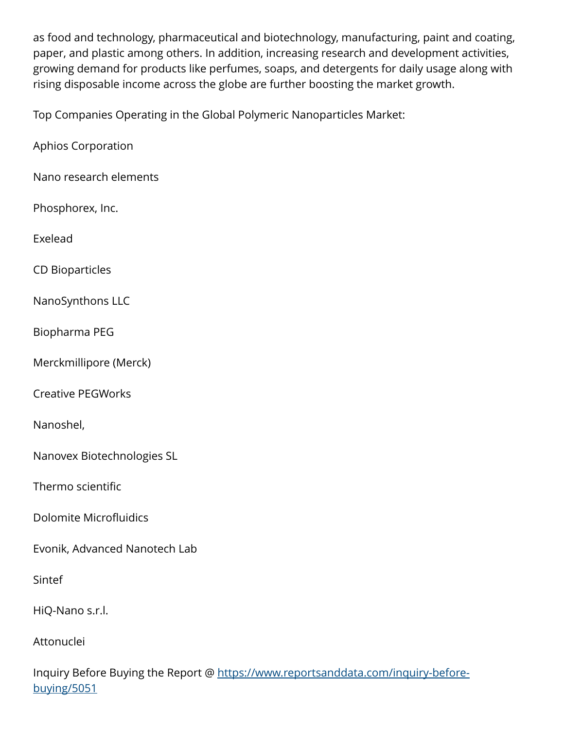as food and technology, pharmaceutical and biotechnology, manufacturing, paint and coating, paper, and plastic among others. In addition, increasing research and development activities, growing demand for products like perfumes, soaps, and detergents for daily usage along with rising disposable income across the globe are further boosting the market growth.

Top Companies Operating in the Global Polymeric Nanoparticles Market:

Aphios Corporation

Nano research elements

Phosphorex, Inc.

Exelead

CD Bioparticles

NanoSynthons LLC

Biopharma PEG

Merckmillipore (Merck)

Creative PEGWorks

Nanoshel,

Nanovex Biotechnologies SL

Thermo scientific

Dolomite Microfluidics

Evonik, Advanced Nanotech Lab

Sintef

HiQ-Nano s.r.l.

Attonuclei

Inquiry Before Buying the Report @ [https://www.reportsanddata.com/inquiry-before-buying/5051](https://www.reportsanddata.com/inquiry-before-buying/5051)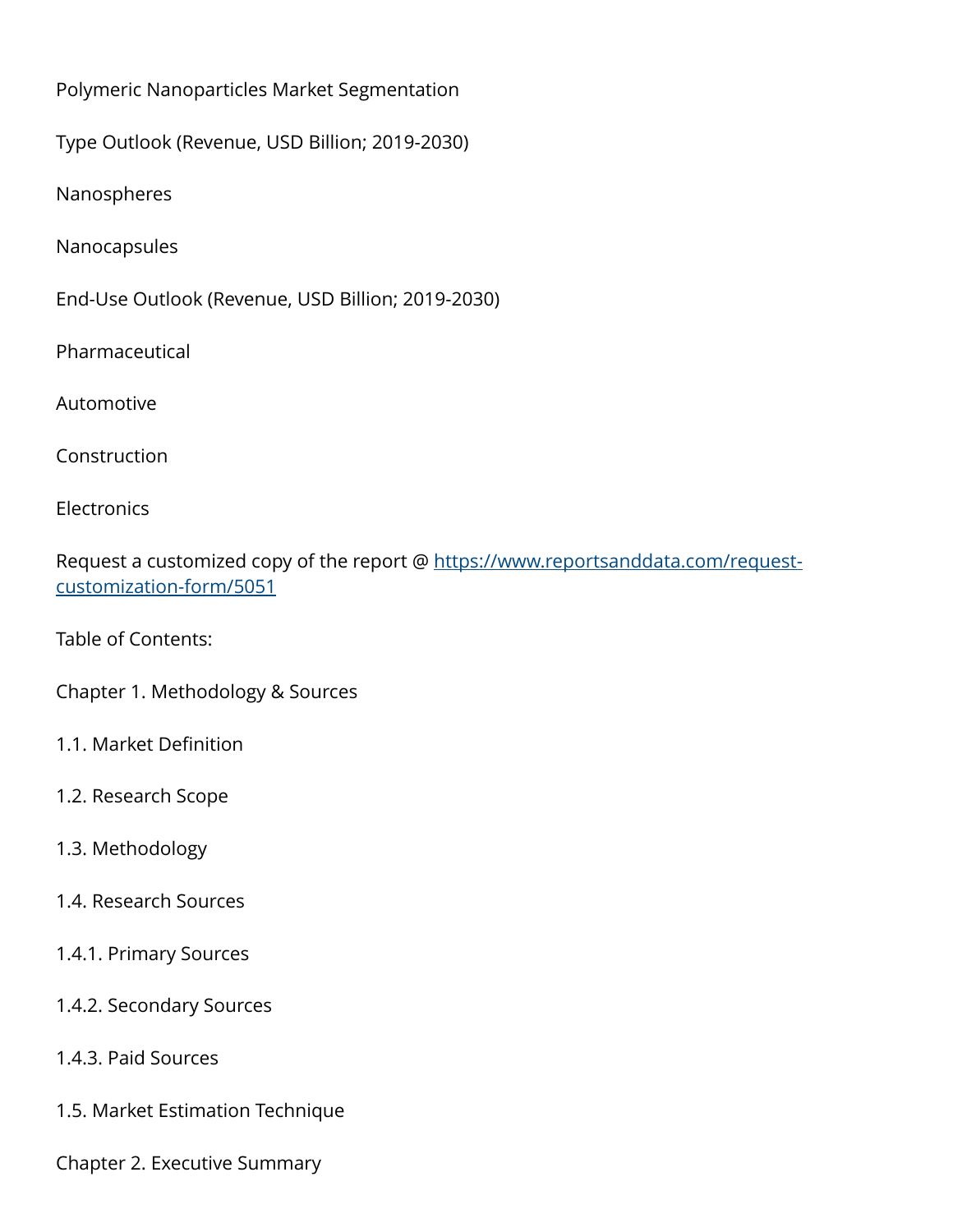Polymeric Nanoparticles Market Segmentation

Type Outlook (Revenue, USD Billion; 2019-2030)

Nanospheres

Nanocapsules

End-Use Outlook (Revenue, USD Billion; 2019-2030)

Pharmaceutical

Automotive

Construction

Electronics

Request a customized copy of the report @ [https://www.reportsanddata.com/request-customization-form/5051](https://www.reportsanddata.com/request-customization-form/5051)

Table of Contents:

Chapter 1. Methodology & Sources

1.1. Market Definition

1.2. Research Scope

1.3. Methodology

1.4. Research Sources

1.4.1. Primary Sources

1.4.2. Secondary Sources

1.4.3. Paid Sources

1.5. Market Estimation Technique

Chapter 2. Executive Summary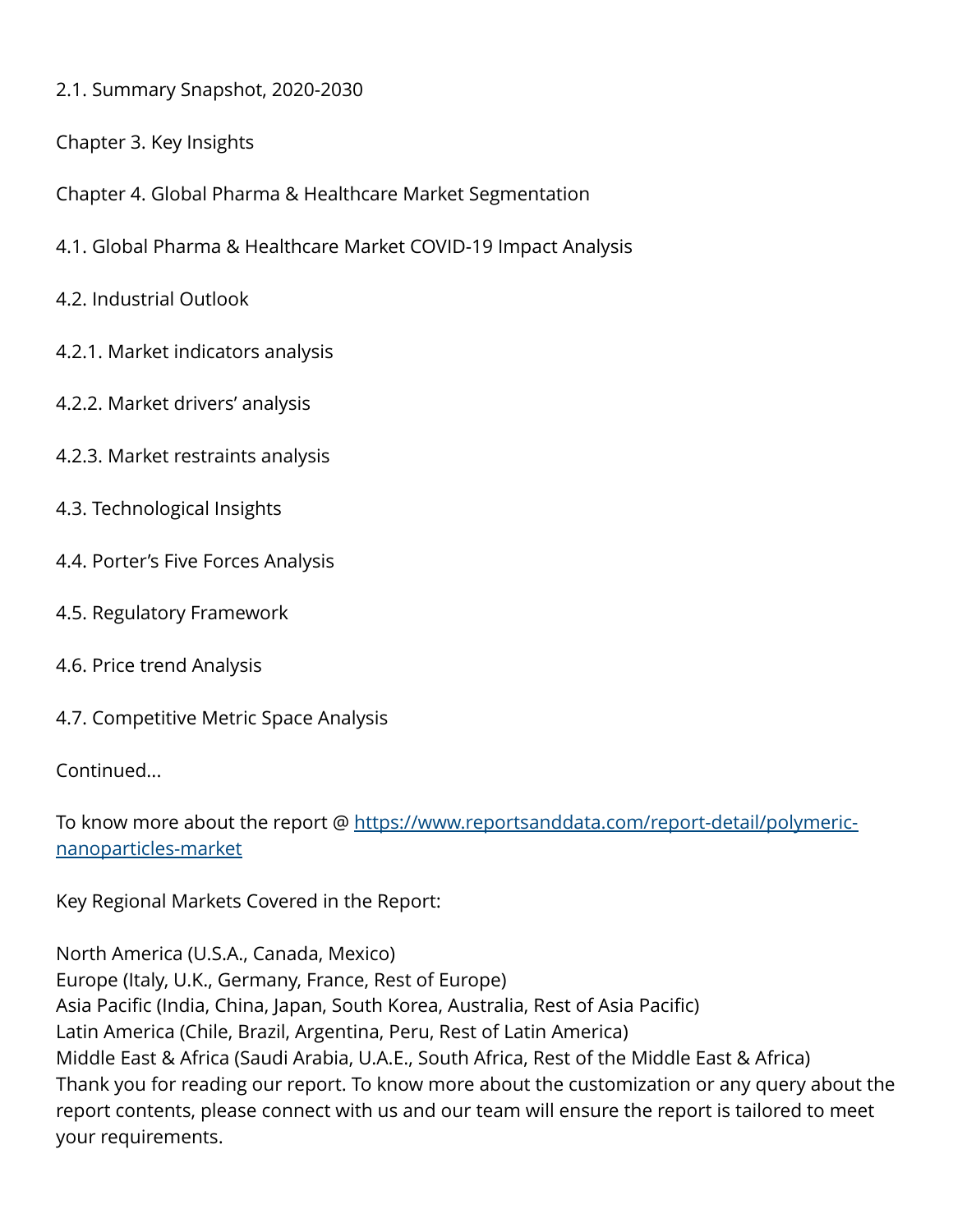2.1. Summary Snapshot, 2020-2030

Chapter 3. Key Insights

Chapter 4. Global Pharma & Healthcare Market Segmentation

4.1. Global Pharma & Healthcare Market COVID-19 Impact Analysis

4.2. Industrial Outlook

4.2.1. Market indicators analysis

4.2.2. Market drivers' analysis

4.2.3. Market restraints analysis

4.3. Technological Insights

4.4. Porter's Five Forces Analysis

4.5. Regulatory Framework

4.6. Price trend Analysis

4.7. Competitive Metric Space Analysis

Continued...

To know more about the report @ [https://www.reportsanddata.com/report-detail/polymeric-nanoparticles-market](https://www.reportsanddata.com/report-detail/polymeric-nanoparticles-market)

Key Regional Markets Covered in the Report:

North America (U.S.A., Canada, Mexico)
Europe (Italy, U.K., Germany, France, Rest of Europe)
Asia Pacific (India, China, Japan, South Korea, Australia, Rest of Asia Pacific)
Latin America (Chile, Brazil, Argentina, Peru, Rest of Latin America)
Middle East & Africa (Saudi Arabia, U.A.E., South Africa, Rest of the Middle East & Africa)
Thank you for reading our report. To know more about the customization or any query about the report contents, please connect with us and our team will ensure the report is tailored to meet your requirements.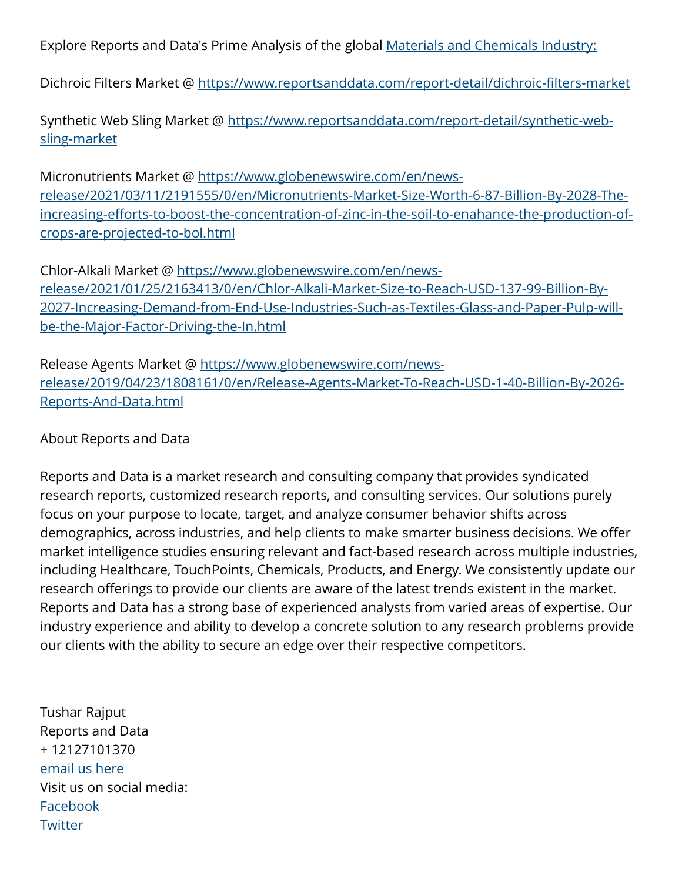Explore Reports and Data's Prime Analysis of the global [Materials and Chemicals Industry:]()

Dichroic Filters Market @ https://www.reportsanddata.com/report-detail/dichroic-filters-market

Synthetic Web Sling Market @ https://www.reportsanddata.com/report-detail/synthetic-web-sling-market

Micronutrients Market @ https://www.globenewswire.com/en/news-release/2021/03/11/2191555/0/en/Micronutrients-Market-Size-Worth-6-87-Billion-By-2028-The-increasing-efforts-to-boost-the-concentration-of-zinc-in-the-soil-to-enahance-the-production-of-crops-are-projected-to-bol.html

Chlor-Alkali Market @ https://www.globenewswire.com/en/news-release/2021/01/25/2163413/0/en/Chlor-Alkali-Market-Size-to-Reach-USD-137-99-Billion-By-2027-Increasing-Demand-from-End-Use-Industries-Such-as-Textiles-Glass-and-Paper-Pulp-will-be-the-Major-Factor-Driving-the-In.html

Release Agents Market @ https://www.globenewswire.com/news-release/2019/04/23/1808161/0/en/Release-Agents-Market-To-Reach-USD-1-40-Billion-By-2026-Reports-And-Data.html

About Reports and Data

Reports and Data is a market research and consulting company that provides syndicated research reports, customized research reports, and consulting services. Our solutions purely focus on your purpose to locate, target, and analyze consumer behavior shifts across demographics, across industries, and help clients to make smarter business decisions. We offer market intelligence studies ensuring relevant and fact-based research across multiple industries, including Healthcare, TouchPoints, Chemicals, Products, and Energy. We consistently update our research offerings to provide our clients are aware of the latest trends existent in the market. Reports and Data has a strong base of experienced analysts from varied areas of expertise. Our industry experience and ability to develop a concrete solution to any research problems provide our clients with the ability to secure an edge over their respective competitors.

Tushar Rajput
Reports and Data
+ 12127101370
email us here
Visit us on social media:
Facebook
Twitter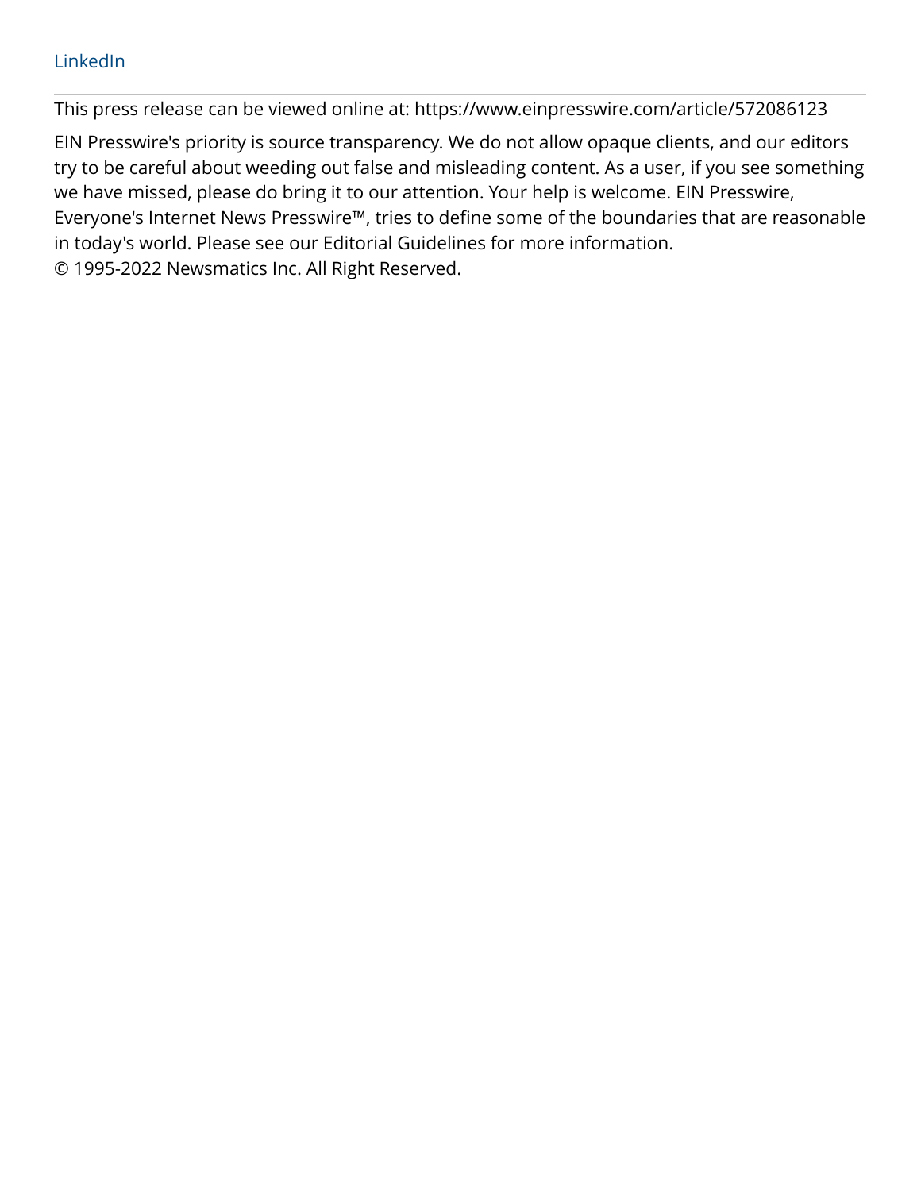LinkedIn

---

This press release can be viewed online at: https://www.einpresswire.com/article/572086123

EIN Presswire's priority is source transparency. We do not allow opaque clients, and our editors try to be careful about weeding out false and misleading content. As a user, if you see something we have missed, please do bring it to our attention. Your help is welcome. EIN Presswire, Everyone's Internet News Presswire™, tries to define some of the boundaries that are reasonable in today's world. Please see our Editorial Guidelines for more information.
© 1995-2022 Newsmatics Inc. All Right Reserved.